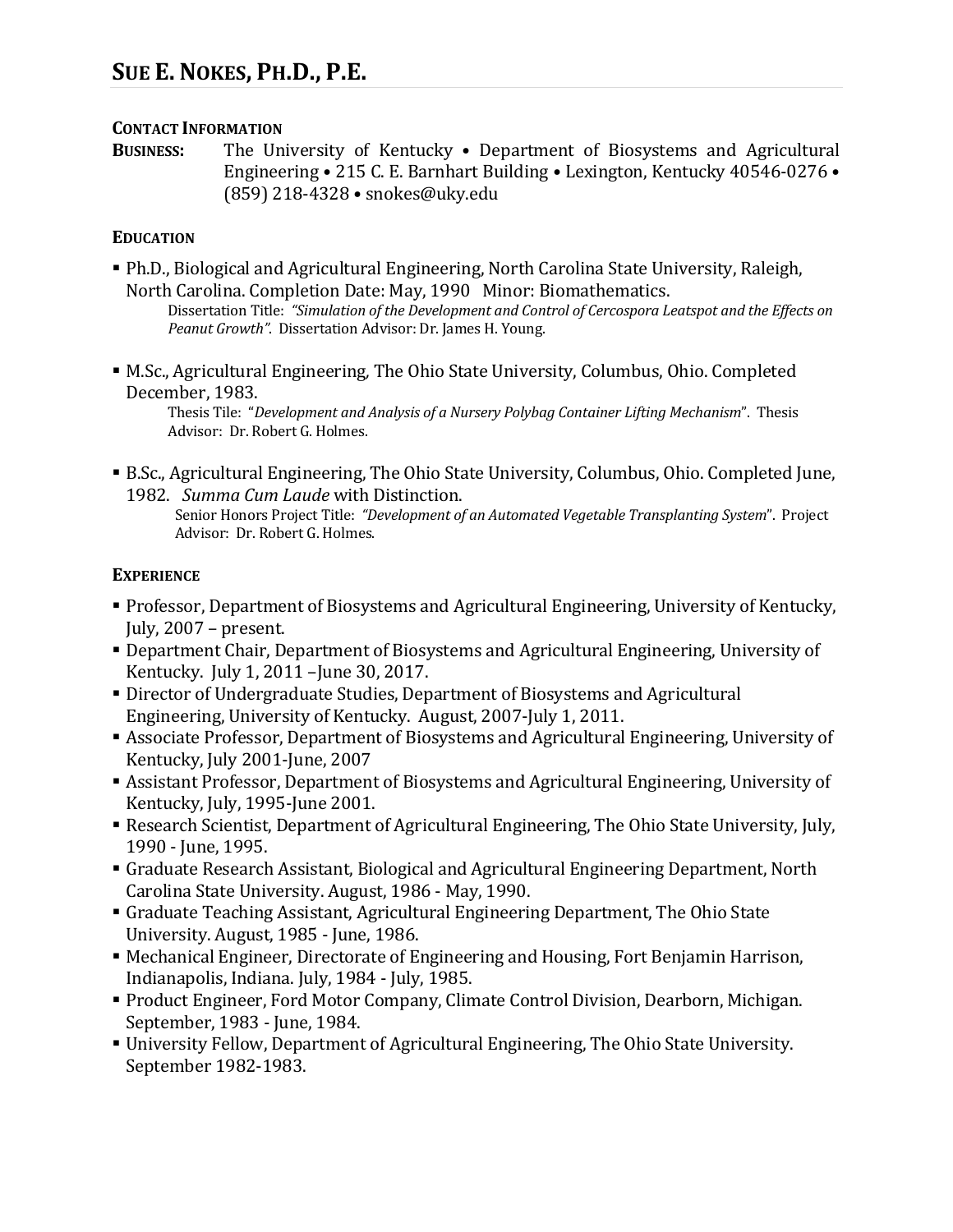# SUE E. NOKES, PH.D., P.E.

### CONTACT INFORMATION

**BUSINESS:** The University of Kentucky • Department of Biosystems and Agricultural Engineering • 215 C. E. Barnhart Building • Lexington, Kentucky 40546-0276 • (859) 218-4328 • snokes@uky.edu

### EDUCATION

- Ph.D., Biological and Agricultural Engineering, North Carolina State University, Raleigh, North Carolina. Completion Date: May, 1990 Minor: Biomathematics.
  Dissertation Title: *"Simulation of the Development and Control of Cercospora Leatspot and the Effects on Peanut Growth"*. Dissertation Advisor: Dr. James H. Young.

- M.Sc., Agricultural Engineering, The Ohio State University, Columbus, Ohio. Completed December, 1983.
  Thesis Tile: "*Development and Analysis of a Nursery Polybag Container Lifting Mechanism*". Thesis Advisor: Dr. Robert G. Holmes.

- B.Sc., Agricultural Engineering, The Ohio State University, Columbus, Ohio. Completed June, 1982. *Summa Cum Laude* with Distinction.
  Senior Honors Project Title: *"Development of an Automated Vegetable Transplanting System*". Project Advisor: Dr. Robert G. Holmes.

### EXPERIENCE

- Professor, Department of Biosystems and Agricultural Engineering, University of Kentucky, July, 2007 – present.
- Department Chair, Department of Biosystems and Agricultural Engineering, University of Kentucky. July 1, 2011 –June 30, 2017.
- Director of Undergraduate Studies, Department of Biosystems and Agricultural Engineering, University of Kentucky. August, 2007-July 1, 2011.
- Associate Professor, Department of Biosystems and Agricultural Engineering, University of Kentucky, July 2001-June, 2007
- Assistant Professor, Department of Biosystems and Agricultural Engineering, University of Kentucky, July, 1995-June 2001.
- Research Scientist, Department of Agricultural Engineering, The Ohio State University, July, 1990 - June, 1995.
- Graduate Research Assistant, Biological and Agricultural Engineering Department, North Carolina State University. August, 1986 - May, 1990.
- Graduate Teaching Assistant, Agricultural Engineering Department, The Ohio State University. August, 1985 - June, 1986.
- Mechanical Engineer, Directorate of Engineering and Housing, Fort Benjamin Harrison, Indianapolis, Indiana. July, 1984 - July, 1985.
- Product Engineer, Ford Motor Company, Climate Control Division, Dearborn, Michigan. September, 1983 - June, 1984.
- University Fellow, Department of Agricultural Engineering, The Ohio State University. September 1982-1983.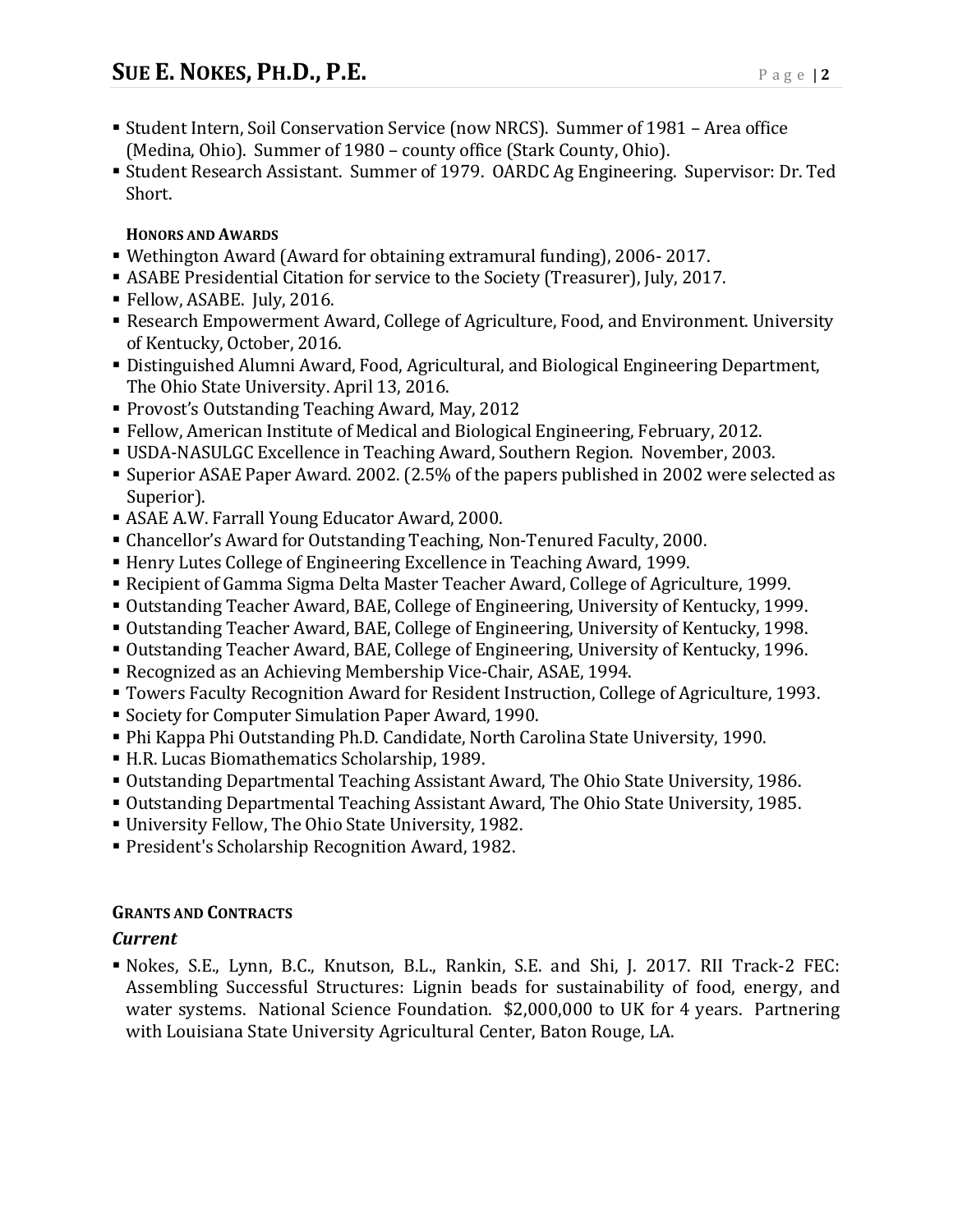- Student Intern, Soil Conservation Service (now NRCS). Summer of 1981 – Area office (Medina, Ohio). Summer of 1980 – county office (Stark County, Ohio).
- Student Research Assistant. Summer of 1979. OARDC Ag Engineering. Supervisor: Dr. Ted Short.

#### HONORS AND AWARDS

- Wethington Award (Award for obtaining extramural funding), 2006- 2017.
- ASABE Presidential Citation for service to the Society (Treasurer), July, 2017.
- Fellow, ASABE. July, 2016.
- Research Empowerment Award, College of Agriculture, Food, and Environment. University of Kentucky, October, 2016.
- Distinguished Alumni Award, Food, Agricultural, and Biological Engineering Department, The Ohio State University. April 13, 2016.
- Provost's Outstanding Teaching Award, May, 2012
- Fellow, American Institute of Medical and Biological Engineering, February, 2012.
- USDA-NASULGC Excellence in Teaching Award, Southern Region. November, 2003.
- Superior ASAE Paper Award. 2002. (2.5% of the papers published in 2002 were selected as Superior).
- ASAE A.W. Farrall Young Educator Award, 2000.
- Chancellor's Award for Outstanding Teaching, Non-Tenured Faculty, 2000.
- Henry Lutes College of Engineering Excellence in Teaching Award, 1999.
- Recipient of Gamma Sigma Delta Master Teacher Award, College of Agriculture, 1999.
- Outstanding Teacher Award, BAE, College of Engineering, University of Kentucky, 1999.
- Outstanding Teacher Award, BAE, College of Engineering, University of Kentucky, 1998.
- Outstanding Teacher Award, BAE, College of Engineering, University of Kentucky, 1996.
- Recognized as an Achieving Membership Vice-Chair, ASAE, 1994.
- Towers Faculty Recognition Award for Resident Instruction, College of Agriculture, 1993.
- Society for Computer Simulation Paper Award, 1990.
- Phi Kappa Phi Outstanding Ph.D. Candidate, North Carolina State University, 1990.
- H.R. Lucas Biomathematics Scholarship, 1989.
- Outstanding Departmental Teaching Assistant Award, The Ohio State University, 1986.
- Outstanding Departmental Teaching Assistant Award, The Ohio State University, 1985.
- University Fellow, The Ohio State University, 1982.
- President's Scholarship Recognition Award, 1982.

### GRANTS AND CONTRACTS

***Current***

- Nokes, S.E., Lynn, B.C., Knutson, B.L., Rankin, S.E. and Shi, J. 2017. RII Track-2 FEC: Assembling Successful Structures: Lignin beads for sustainability of food, energy, and water systems. National Science Foundation. $2,000,000 to UK for 4 years. Partnering with Louisiana State University Agricultural Center, Baton Rouge, LA.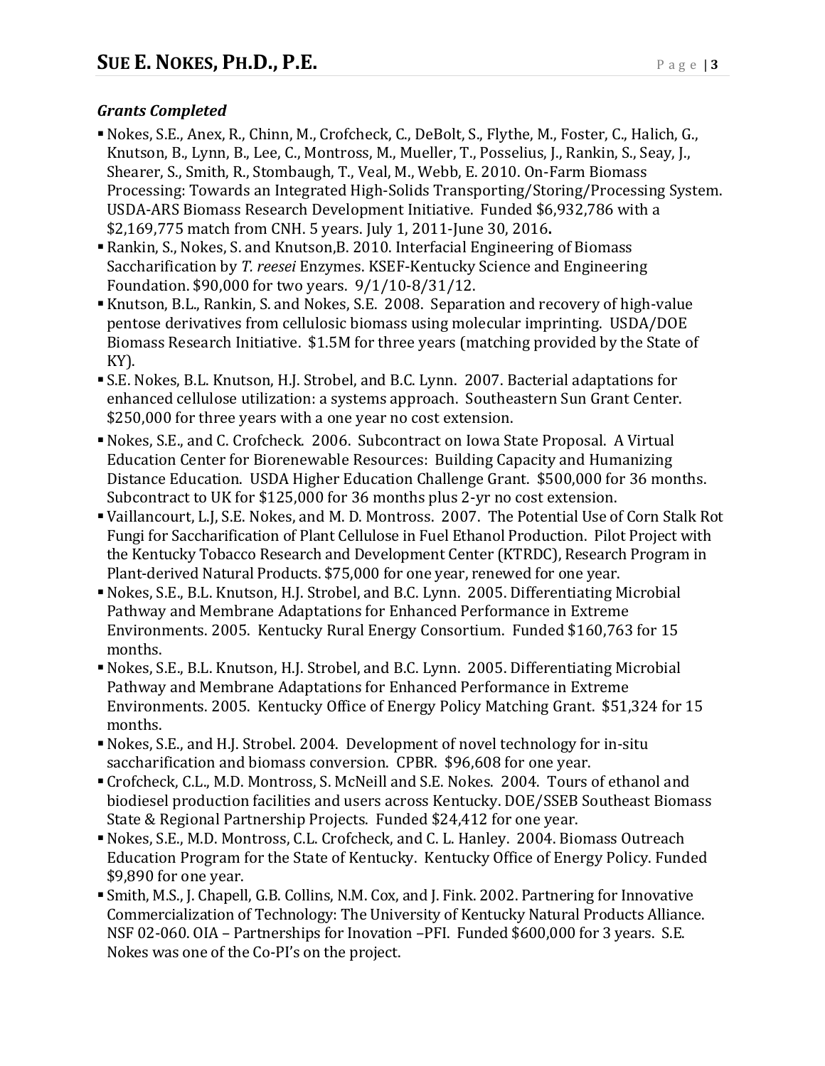### *Grants Completed*

- Nokes, S.E., Anex, R., Chinn, M., Crofcheck, C., DeBolt, S., Flythe, M., Foster, C., Halich, G., Knutson, B., Lynn, B., Lee, C., Montross, M., Mueller, T., Posselius, J., Rankin, S., Seay, J., Shearer, S., Smith, R., Stombaugh, T., Veal, M., Webb, E. 2010. On-Farm Biomass Processing: Towards an Integrated High-Solids Transporting/Storing/Processing System. USDA-ARS Biomass Research Development Initiative. Funded $6,932,786 with a $2,169,775 match from CNH. 5 years. July 1, 2011-June 30, 2016**.**
- Rankin, S., Nokes, S. and Knutson,B. 2010. Interfacial Engineering of Biomass Saccharification by *T. reesei* Enzymes. KSEF-Kentucky Science and Engineering Foundation. $90,000 for two years. 9/1/10-8/31/12.
- Knutson, B.L., Rankin, S. and Nokes, S.E. 2008. Separation and recovery of high-value pentose derivatives from cellulosic biomass using molecular imprinting. USDA/DOE Biomass Research Initiative. $1.5M for three years (matching provided by the State of KY).
- S.E. Nokes, B.L. Knutson, H.J. Strobel, and B.C. Lynn. 2007. Bacterial adaptations for enhanced cellulose utilization: a systems approach. Southeastern Sun Grant Center. $250,000 for three years with a one year no cost extension.
- Nokes, S.E., and C. Crofcheck. 2006. Subcontract on Iowa State Proposal. A Virtual Education Center for Biorenewable Resources: Building Capacity and Humanizing Distance Education. USDA Higher Education Challenge Grant. $500,000 for 36 months. Subcontract to UK for $125,000 for 36 months plus 2-yr no cost extension.
- Vaillancourt, L.J, S.E. Nokes, and M. D. Montross. 2007. The Potential Use of Corn Stalk Rot Fungi for Saccharification of Plant Cellulose in Fuel Ethanol Production. Pilot Project with the Kentucky Tobacco Research and Development Center (KTRDC), Research Program in Plant-derived Natural Products. $75,000 for one year, renewed for one year.
- Nokes, S.E., B.L. Knutson, H.J. Strobel, and B.C. Lynn. 2005. Differentiating Microbial Pathway and Membrane Adaptations for Enhanced Performance in Extreme Environments. 2005. Kentucky Rural Energy Consortium. Funded $160,763 for 15 months.
- Nokes, S.E., B.L. Knutson, H.J. Strobel, and B.C. Lynn. 2005. Differentiating Microbial Pathway and Membrane Adaptations for Enhanced Performance in Extreme Environments. 2005. Kentucky Office of Energy Policy Matching Grant. $51,324 for 15 months.
- Nokes, S.E., and H.J. Strobel. 2004. Development of novel technology for in-situ saccharification and biomass conversion. CPBR. $96,608 for one year.
- Crofcheck, C.L., M.D. Montross, S. McNeill and S.E. Nokes. 2004. Tours of ethanol and biodiesel production facilities and users across Kentucky. DOE/SSEB Southeast Biomass State & Regional Partnership Projects. Funded $24,412 for one year.
- Nokes, S.E., M.D. Montross, C.L. Crofcheck, and C. L. Hanley. 2004. Biomass Outreach Education Program for the State of Kentucky. Kentucky Office of Energy Policy. Funded $9,890 for one year.
- Smith, M.S., J. Chapell, G.B. Collins, N.M. Cox, and J. Fink. 2002. Partnering for Innovative Commercialization of Technology: The University of Kentucky Natural Products Alliance. NSF 02-060. OIA – Partnerships for Inovation –PFI. Funded $600,000 for 3 years. S.E. Nokes was one of the Co-PI's on the project.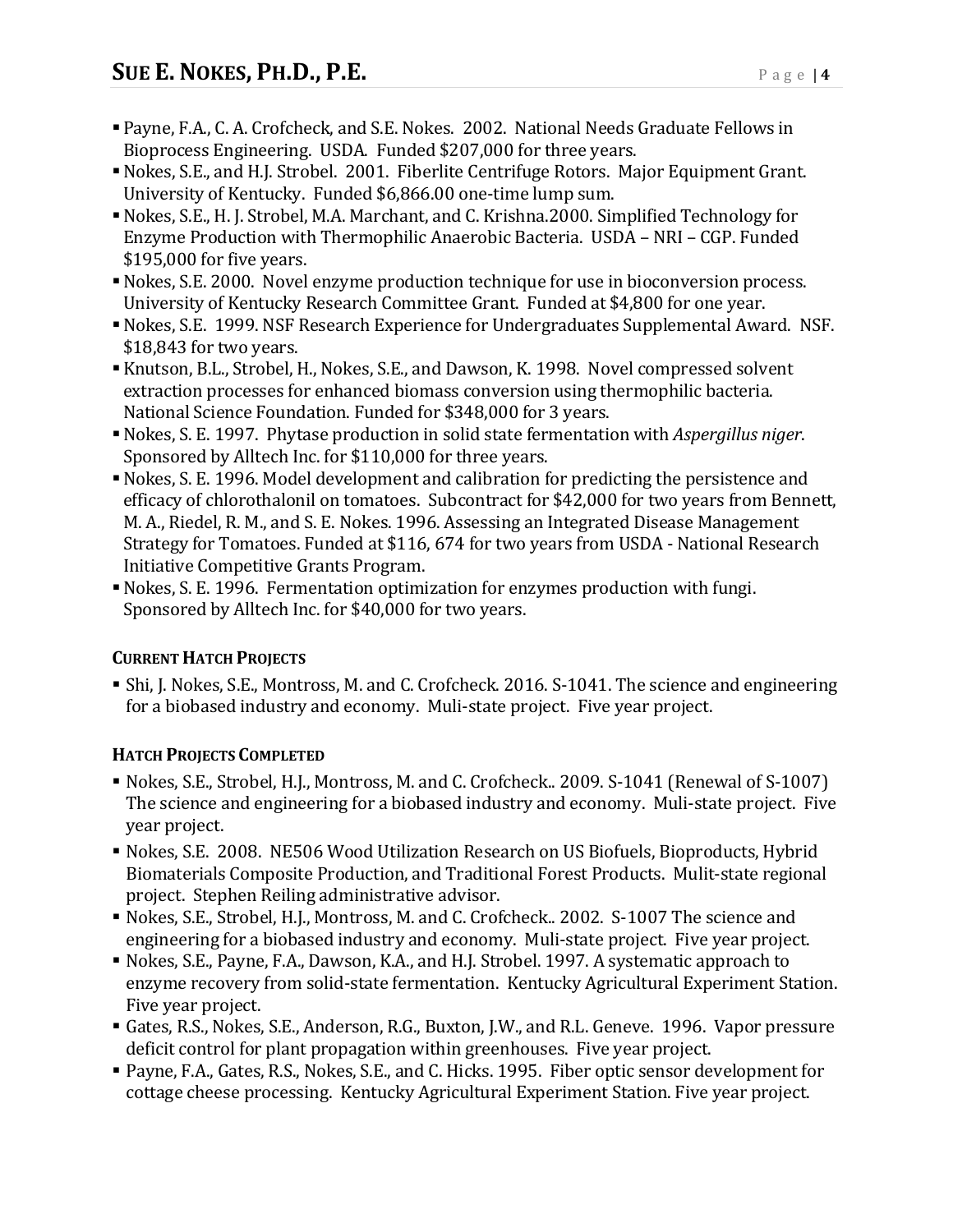- Payne, F.A., C. A. Crofcheck, and S.E. Nokes. 2002. National Needs Graduate Fellows in Bioprocess Engineering. USDA. Funded $207,000 for three years.
- Nokes, S.E., and H.J. Strobel. 2001. Fiberlite Centrifuge Rotors. Major Equipment Grant. University of Kentucky. Funded $6,866.00 one-time lump sum.
- Nokes, S.E., H. J. Strobel, M.A. Marchant, and C. Krishna.2000. Simplified Technology for Enzyme Production with Thermophilic Anaerobic Bacteria. USDA – NRI – CGP. Funded $195,000 for five years.
- Nokes, S.E. 2000. Novel enzyme production technique for use in bioconversion process. University of Kentucky Research Committee Grant. Funded at $4,800 for one year.
- Nokes, S.E. 1999. NSF Research Experience for Undergraduates Supplemental Award. NSF. $18,843 for two years.
- Knutson, B.L., Strobel, H., Nokes, S.E., and Dawson, K. 1998. Novel compressed solvent extraction processes for enhanced biomass conversion using thermophilic bacteria. National Science Foundation. Funded for $348,000 for 3 years.
- Nokes, S. E. 1997. Phytase production in solid state fermentation with *Aspergillus niger*. Sponsored by Alltech Inc. for $110,000 for three years.
- Nokes, S. E. 1996. Model development and calibration for predicting the persistence and efficacy of chlorothalonil on tomatoes. Subcontract for $42,000 for two years from Bennett, M. A., Riedel, R. M., and S. E. Nokes. 1996. Assessing an Integrated Disease Management Strategy for Tomatoes. Funded at $116, 674 for two years from USDA - National Research Initiative Competitive Grants Program.
- Nokes, S. E. 1996. Fermentation optimization for enzymes production with fungi. Sponsored by Alltech Inc. for $40,000 for two years.

### CURRENT HATCH PROJECTS

- Shi, J. Nokes, S.E., Montross, M. and C. Crofcheck. 2016. S-1041. The science and engineering for a biobased industry and economy. Muli-state project. Five year project.

### HATCH PROJECTS COMPLETED

- Nokes, S.E., Strobel, H.J., Montross, M. and C. Crofcheck.. 2009. S-1041 (Renewal of S-1007) The science and engineering for a biobased industry and economy. Muli-state project. Five year project.
- Nokes, S.E. 2008. NE506 Wood Utilization Research on US Biofuels, Bioproducts, Hybrid Biomaterials Composite Production, and Traditional Forest Products. Mulit-state regional project. Stephen Reiling administrative advisor.
- Nokes, S.E., Strobel, H.J., Montross, M. and C. Crofcheck.. 2002. S-1007 The science and engineering for a biobased industry and economy. Muli-state project. Five year project.
- Nokes, S.E., Payne, F.A., Dawson, K.A., and H.J. Strobel. 1997. A systematic approach to enzyme recovery from solid-state fermentation. Kentucky Agricultural Experiment Station. Five year project.
- Gates, R.S., Nokes, S.E., Anderson, R.G., Buxton, J.W., and R.L. Geneve. 1996. Vapor pressure deficit control for plant propagation within greenhouses. Five year project.
- Payne, F.A., Gates, R.S., Nokes, S.E., and C. Hicks. 1995. Fiber optic sensor development for cottage cheese processing. Kentucky Agricultural Experiment Station. Five year project.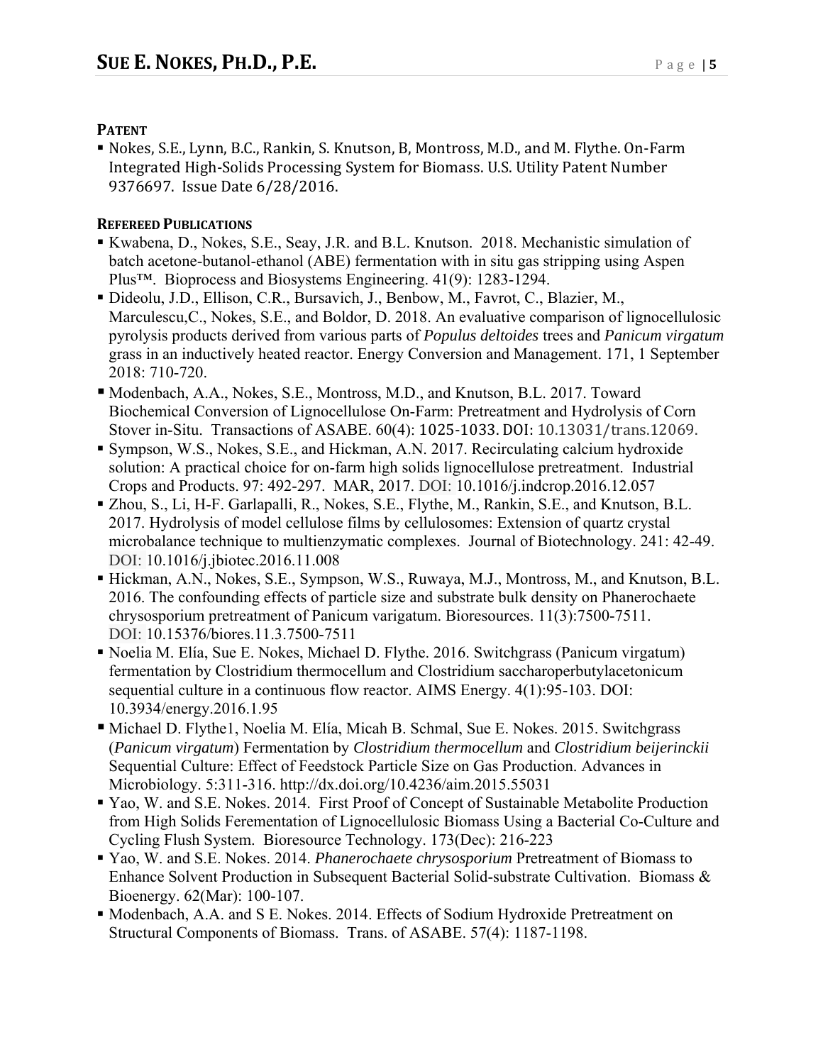**PATENT**

- Nokes, S.E., Lynn, B.C., Rankin, S. Knutson, B, Montross, M.D., and M. Flythe. On-Farm Integrated High-Solids Processing System for Biomass. U.S. Utility Patent Number 9376697. Issue Date 6/28/2016.

**REFEREED PUBLICATIONS**

- Kwabena, D., Nokes, S.E., Seay, J.R. and B.L. Knutson. 2018. Mechanistic simulation of batch acetone-butanol-ethanol (ABE) fermentation with in situ gas stripping using Aspen Plus™. Bioprocess and Biosystems Engineering. 41(9): 1283-1294.
- Dideolu, J.D., Ellison, C.R., Bursavich, J., Benbow, M., Favrot, C., Blazier, M., Marculescu,C., Nokes, S.E., and Boldor, D. 2018. An evaluative comparison of lignocellulosic pyrolysis products derived from various parts of *Populus deltoides* trees and *Panicum virgatum* grass in an inductively heated reactor. Energy Conversion and Management. 171, 1 September 2018: 710-720.
- Modenbach, A.A., Nokes, S.E., Montross, M.D., and Knutson, B.L. 2017. Toward Biochemical Conversion of Lignocellulose On-Farm: Pretreatment and Hydrolysis of Corn Stover in-Situ. Transactions of ASABE. 60(4): 1025-1033. DOI: 10.13031/trans.12069.
- Sympson, W.S., Nokes, S.E., and Hickman, A.N. 2017. Recirculating calcium hydroxide solution: A practical choice for on-farm high solids lignocellulose pretreatment. Industrial Crops and Products. 97: 492-297. MAR, 2017. DOI: 10.1016/j.indcrop.2016.12.057
- Zhou, S., Li, H-F. Garlapalli, R., Nokes, S.E., Flythe, M., Rankin, S.E., and Knutson, B.L. 2017. Hydrolysis of model cellulose films by cellulosomes: Extension of quartz crystal microbalance technique to multienzymatic complexes. Journal of Biotechnology. 241: 42-49. DOI: 10.1016/j.jbiotec.2016.11.008
- Hickman, A.N., Nokes, S.E., Sympson, W.S., Ruwaya, M.J., Montross, M., and Knutson, B.L. 2016. The confounding effects of particle size and substrate bulk density on Phanerochaete chrysosporium pretreatment of Panicum varigatum. Bioresources. 11(3):7500-7511. DOI: 10.15376/biores.11.3.7500-7511
- Noelia M. Elía, Sue E. Nokes, Michael D. Flythe. 2016. Switchgrass (Panicum virgatum) fermentation by Clostridium thermocellum and Clostridium saccharoperbutylacetonicum sequential culture in a continuous flow reactor. AIMS Energy. 4(1):95-103. DOI: 10.3934/energy.2016.1.95
- Michael D. Flythe1, Noelia M. Elía, Micah B. Schmal, Sue E. Nokes. 2015. Switchgrass (*Panicum virgatum*) Fermentation by *Clostridium thermocellum* and *Clostridium beijerinckii* Sequential Culture: Effect of Feedstock Particle Size on Gas Production. Advances in Microbiology. 5:311-316. http://dx.doi.org/10.4236/aim.2015.55031
- Yao, W. and S.E. Nokes. 2014. First Proof of Concept of Sustainable Metabolite Production from High Solids Ferementation of Lignocellulosic Biomass Using a Bacterial Co-Culture and Cycling Flush System. Bioresource Technology. 173(Dec): 216-223
- Yao, W. and S.E. Nokes. 2014. *Phanerochaete chrysosporium* Pretreatment of Biomass to Enhance Solvent Production in Subsequent Bacterial Solid-substrate Cultivation. Biomass & Bioenergy. 62(Mar): 100-107.
- Modenbach, A.A. and S E. Nokes. 2014. Effects of Sodium Hydroxide Pretreatment on Structural Components of Biomass. Trans. of ASABE. 57(4): 1187-1198.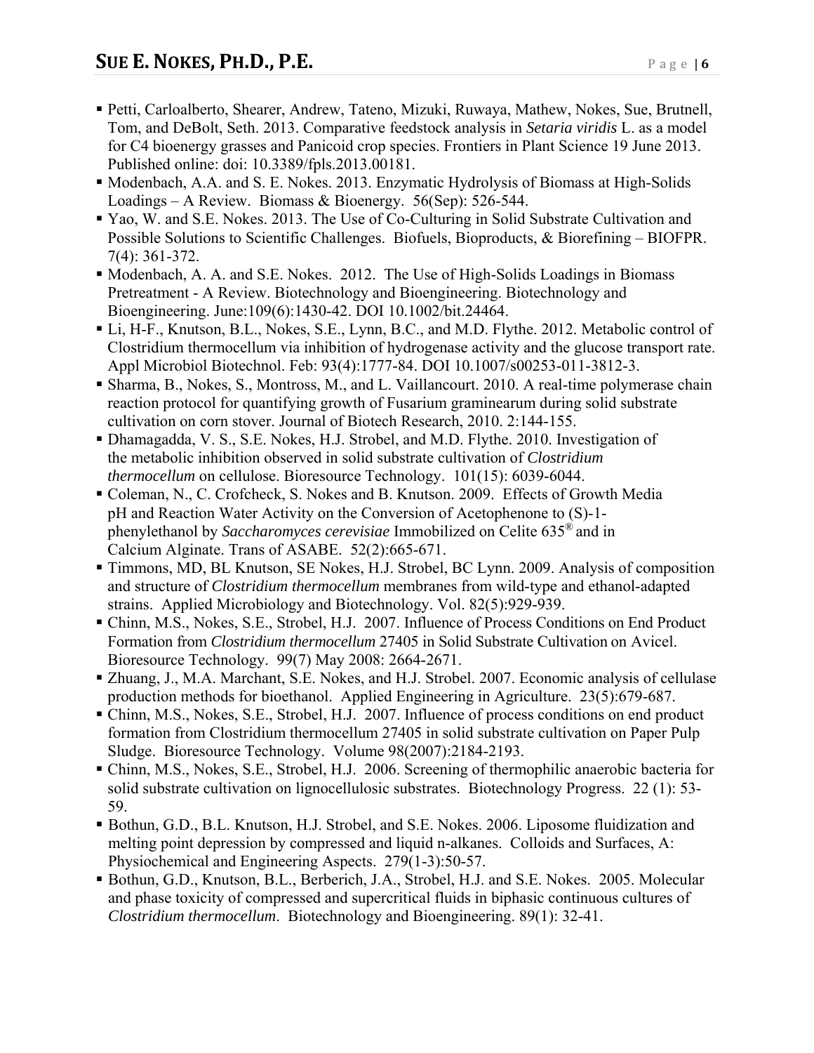- Petti, Carloalberto, Shearer, Andrew, Tateno, Mizuki, Ruwaya, Mathew, Nokes, Sue, Brutnell, Tom, and DeBolt, Seth. 2013. Comparative feedstock analysis in *Setaria viridis* L. as a model for C4 bioenergy grasses and Panicoid crop species. Frontiers in Plant Science 19 June 2013. Published online: doi: 10.3389/fpls.2013.00181.
- Modenbach, A.A. and S. E. Nokes. 2013. Enzymatic Hydrolysis of Biomass at High-Solids Loadings – A Review. Biomass & Bioenergy. 56(Sep): 526-544.
- Yao, W. and S.E. Nokes. 2013. The Use of Co-Culturing in Solid Substrate Cultivation and Possible Solutions to Scientific Challenges. Biofuels, Bioproducts, & Biorefining – BIOFPR. 7(4): 361-372.
- Modenbach, A. A. and S.E. Nokes. 2012. The Use of High-Solids Loadings in Biomass Pretreatment - A Review. Biotechnology and Bioengineering. Biotechnology and Bioengineering. June:109(6):1430-42. DOI 10.1002/bit.24464.
- Li, H-F., Knutson, B.L., Nokes, S.E., Lynn, B.C., and M.D. Flythe. 2012. Metabolic control of Clostridium thermocellum via inhibition of hydrogenase activity and the glucose transport rate. Appl Microbiol Biotechnol. Feb: 93(4):1777-84. DOI 10.1007/s00253-011-3812-3.
- Sharma, B., Nokes, S., Montross, M., and L. Vaillancourt. 2010. A real-time polymerase chain reaction protocol for quantifying growth of Fusarium graminearum during solid substrate cultivation on corn stover. Journal of Biotech Research, 2010. 2:144-155.
- Dhamagadda, V. S., S.E. Nokes, H.J. Strobel, and M.D. Flythe. 2010. Investigation of the metabolic inhibition observed in solid substrate cultivation of *Clostridium thermocellum* on cellulose. Bioresource Technology. 101(15): 6039-6044.
- Coleman, N., C. Crofcheck, S. Nokes and B. Knutson. 2009. Effects of Growth Media pH and Reaction Water Activity on the Conversion of Acetophenone to (S)-1-phenylethanol by *Saccharomyces cerevisiae* Immobilized on Celite 635® and in Calcium Alginate. Trans of ASABE. 52(2):665-671.
- Timmons, MD, BL Knutson, SE Nokes, H.J. Strobel, BC Lynn. 2009. Analysis of composition and structure of *Clostridium thermocellum* membranes from wild-type and ethanol-adapted strains. Applied Microbiology and Biotechnology. Vol. 82(5):929-939.
- Chinn, M.S., Nokes, S.E., Strobel, H.J. 2007. Influence of Process Conditions on End Product Formation from *Clostridium thermocellum* 27405 in Solid Substrate Cultivation on Avicel. Bioresource Technology. 99(7) May 2008: 2664-2671.
- Zhuang, J., M.A. Marchant, S.E. Nokes, and H.J. Strobel. 2007. Economic analysis of cellulase production methods for bioethanol. Applied Engineering in Agriculture. 23(5):679-687.
- Chinn, M.S., Nokes, S.E., Strobel, H.J. 2007. Influence of process conditions on end product formation from Clostridium thermocellum 27405 in solid substrate cultivation on Paper Pulp Sludge. Bioresource Technology. Volume 98(2007):2184-2193.
- Chinn, M.S., Nokes, S.E., Strobel, H.J. 2006. Screening of thermophilic anaerobic bacteria for solid substrate cultivation on lignocellulosic substrates. Biotechnology Progress. 22 (1): 53-59.
- Bothun, G.D., B.L. Knutson, H.J. Strobel, and S.E. Nokes. 2006. Liposome fluidization and melting point depression by compressed and liquid n-alkanes. Colloids and Surfaces, A: Physiochemical and Engineering Aspects. 279(1-3):50-57.
- Bothun, G.D., Knutson, B.L., Berberich, J.A., Strobel, H.J. and S.E. Nokes. 2005. Molecular and phase toxicity of compressed and supercritical fluids in biphasic continuous cultures of *Clostridium thermocellum*. Biotechnology and Bioengineering. 89(1): 32-41.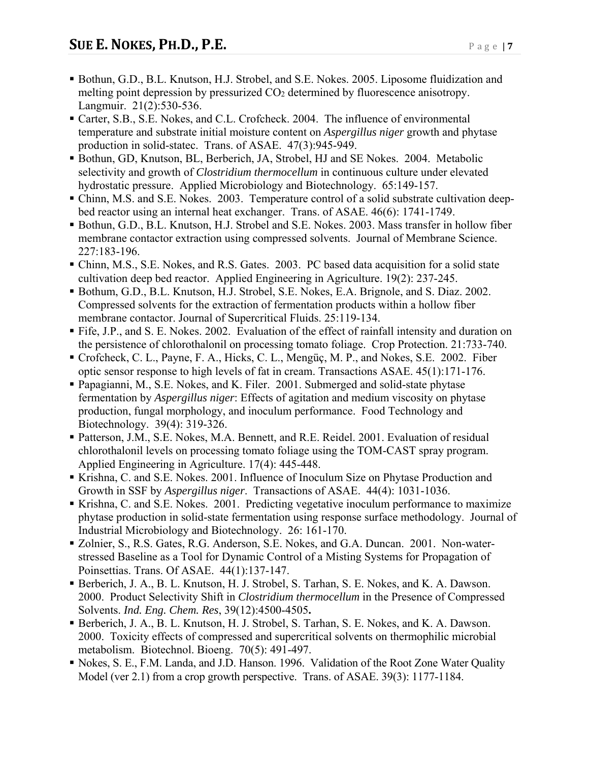- Bothun, G.D., B.L. Knutson, H.J. Strobel, and S.E. Nokes. 2005. Liposome fluidization and melting point depression by pressurized $CO_2$ determined by fluorescence anisotropy. Langmuir. 21(2):530-536.
- Carter, S.B., S.E. Nokes, and C.L. Crofcheck. 2004. The influence of environmental temperature and substrate initial moisture content on *Aspergillus niger* growth and phytase production in solid-statec. Trans. of ASAE. 47(3):945-949.
- Bothun, GD, Knutson, BL, Berberich, JA, Strobel, HJ and SE Nokes. 2004. Metabolic selectivity and growth of *Clostridium thermocellum* in continuous culture under elevated hydrostatic pressure. Applied Microbiology and Biotechnology. 65:149-157.
- Chinn, M.S. and S.E. Nokes. 2003. Temperature control of a solid substrate cultivation deep-bed reactor using an internal heat exchanger. Trans. of ASAE. 46(6): 1741-1749.
- Bothun, G.D., B.L. Knutson, H.J. Strobel and S.E. Nokes. 2003. Mass transfer in hollow fiber membrane contactor extraction using compressed solvents. Journal of Membrane Science. 227:183-196.
- Chinn, M.S., S.E. Nokes, and R.S. Gates. 2003. PC based data acquisition for a solid state cultivation deep bed reactor. Applied Engineering in Agriculture. 19(2): 237-245.
- Bothum, G.D., B.L. Knutson, H.J. Strobel, S.E. Nokes, E.A. Brignole, and S. Diaz. 2002. Compressed solvents for the extraction of fermentation products within a hollow fiber membrane contactor. Journal of Supercritical Fluids. 25:119-134.
- Fife, J.P., and S. E. Nokes. 2002. Evaluation of the effect of rainfall intensity and duration on the persistence of chlorothalonil on processing tomato foliage. Crop Protection. 21:733-740.
- Crofcheck, C. L., Payne, F. A., Hicks, C. L., Mengüç, M. P., and Nokes, S.E. 2002. Fiber optic sensor response to high levels of fat in cream. Transactions ASAE. 45(1):171-176.
- Papagianni, M., S.E. Nokes, and K. Filer. 2001. Submerged and solid-state phytase fermentation by *Aspergillus niger*: Effects of agitation and medium viscosity on phytase production, fungal morphology, and inoculum performance. Food Technology and Biotechnology. 39(4): 319-326.
- Patterson, J.M., S.E. Nokes, M.A. Bennett, and R.E. Reidel. 2001. Evaluation of residual chlorothalonil levels on processing tomato foliage using the TOM-CAST spray program. Applied Engineering in Agriculture. 17(4): 445-448.
- Krishna, C. and S.E. Nokes. 2001. Influence of Inoculum Size on Phytase Production and Growth in SSF by *Aspergillus niger*. Transactions of ASAE. 44(4): 1031-1036.
- Krishna, C. and S.E. Nokes. 2001. Predicting vegetative inoculum performance to maximize phytase production in solid-state fermentation using response surface methodology. Journal of Industrial Microbiology and Biotechnology. 26: 161-170.
- Zolnier, S., R.S. Gates, R.G. Anderson, S.E. Nokes, and G.A. Duncan. 2001. Non-water-stressed Baseline as a Tool for Dynamic Control of a Misting Systems for Propagation of Poinsettias. Trans. Of ASAE. 44(1):137-147.
- Berberich, J. A., B. L. Knutson, H. J. Strobel, S. Tarhan, S. E. Nokes, and K. A. Dawson. 2000. Product Selectivity Shift in *Clostridium thermocellum* in the Presence of Compressed Solvents. *Ind. Eng. Chem. Res*, 39(12):4500-4505**.**
- Berberich, J. A., B. L. Knutson, H. J. Strobel, S. Tarhan, S. E. Nokes, and K. A. Dawson. 2000. Toxicity effects of compressed and supercritical solvents on thermophilic microbial metabolism. Biotechnol. Bioeng. 70(5): 491-497.
- Nokes, S. E., F.M. Landa, and J.D. Hanson. 1996. Validation of the Root Zone Water Quality Model (ver 2.1) from a crop growth perspective. Trans. of ASAE. 39(3): 1177-1184.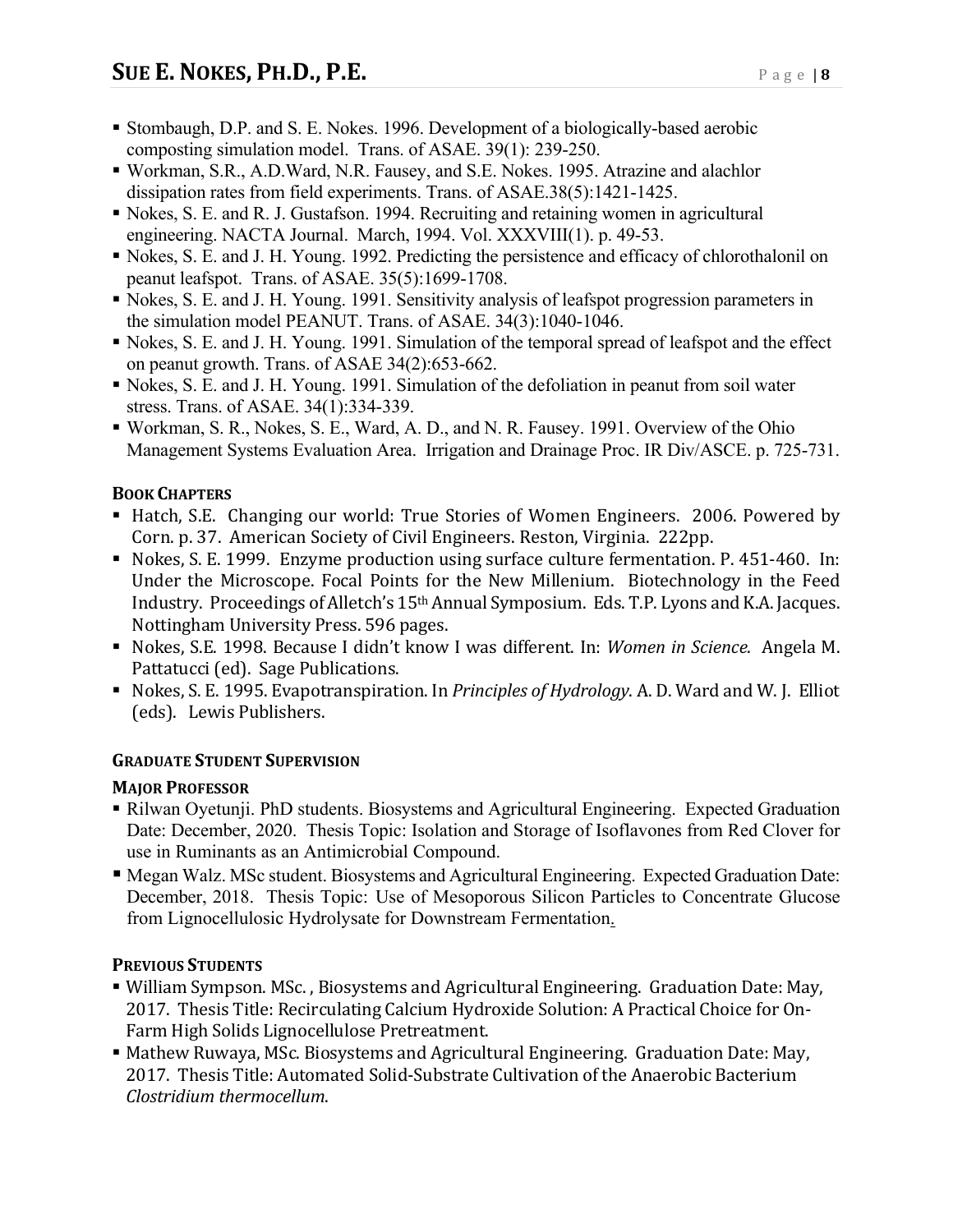- Stombaugh, D.P. and S. E. Nokes. 1996. Development of a biologically-based aerobic composting simulation model. Trans. of ASAE. 39(1): 239-250.
- Workman, S.R., A.D.Ward, N.R. Fausey, and S.E. Nokes. 1995. Atrazine and alachlor dissipation rates from field experiments. Trans. of ASAE.38(5):1421-1425.
- Nokes, S. E. and R. J. Gustafson. 1994. Recruiting and retaining women in agricultural engineering. NACTA Journal. March, 1994. Vol. XXXVIII(1). p. 49-53.
- Nokes, S. E. and J. H. Young. 1992. Predicting the persistence and efficacy of chlorothalonil on peanut leafspot. Trans. of ASAE. 35(5):1699-1708.
- Nokes, S. E. and J. H. Young. 1991. Sensitivity analysis of leafspot progression parameters in the simulation model PEANUT. Trans. of ASAE. 34(3):1040-1046.
- Nokes, S. E. and J. H. Young. 1991. Simulation of the temporal spread of leafspot and the effect on peanut growth. Trans. of ASAE 34(2):653-662.
- Nokes, S. E. and J. H. Young. 1991. Simulation of the defoliation in peanut from soil water stress. Trans. of ASAE. 34(1):334-339.
- Workman, S. R., Nokes, S. E., Ward, A. D., and N. R. Fausey. 1991. Overview of the Ohio Management Systems Evaluation Area. Irrigation and Drainage Proc. IR Div/ASCE. p. 725-731.

## BOOK CHAPTERS

- Hatch, S.E. Changing our world: True Stories of Women Engineers. 2006. Powered by Corn. p. 37. American Society of Civil Engineers. Reston, Virginia. 222pp.
- Nokes, S. E. 1999. Enzyme production using surface culture fermentation. P. 451-460. In: Under the Microscope. Focal Points for the New Millenium. Biotechnology in the Feed Industry. Proceedings of Alletch's 15th Annual Symposium. Eds. T.P. Lyons and K.A. Jacques. Nottingham University Press. 596 pages.
- Nokes, S.E. 1998. Because I didn't know I was different. In: *Women in Science*. Angela M. Pattatucci (ed). Sage Publications.
- Nokes, S. E. 1995. Evapotranspiration. In *Principles of Hydrology*. A. D. Ward and W. J. Elliot (eds). Lewis Publishers.

## GRADUATE STUDENT SUPERVISION

### MAJOR PROFESSOR

- Rilwan Oyetunji. PhD students. Biosystems and Agricultural Engineering. Expected Graduation Date: December, 2020. Thesis Topic: Isolation and Storage of Isoflavones from Red Clover for use in Ruminants as an Antimicrobial Compound.
- Megan Walz. MSc student. Biosystems and Agricultural Engineering. Expected Graduation Date: December, 2018. Thesis Topic: Use of Mesoporous Silicon Particles to Concentrate Glucose from Lignocellulosic Hydrolysate for Downstream Fermentation.

### PREVIOUS STUDENTS

- William Sympson. MSc. , Biosystems and Agricultural Engineering. Graduation Date: May, 2017. Thesis Title: Recirculating Calcium Hydroxide Solution: A Practical Choice for On-Farm High Solids Lignocellulose Pretreatment.
- Mathew Ruwaya, MSc. Biosystems and Agricultural Engineering. Graduation Date: May, 2017. Thesis Title: Automated Solid-Substrate Cultivation of the Anaerobic Bacterium *Clostridium thermocellum*.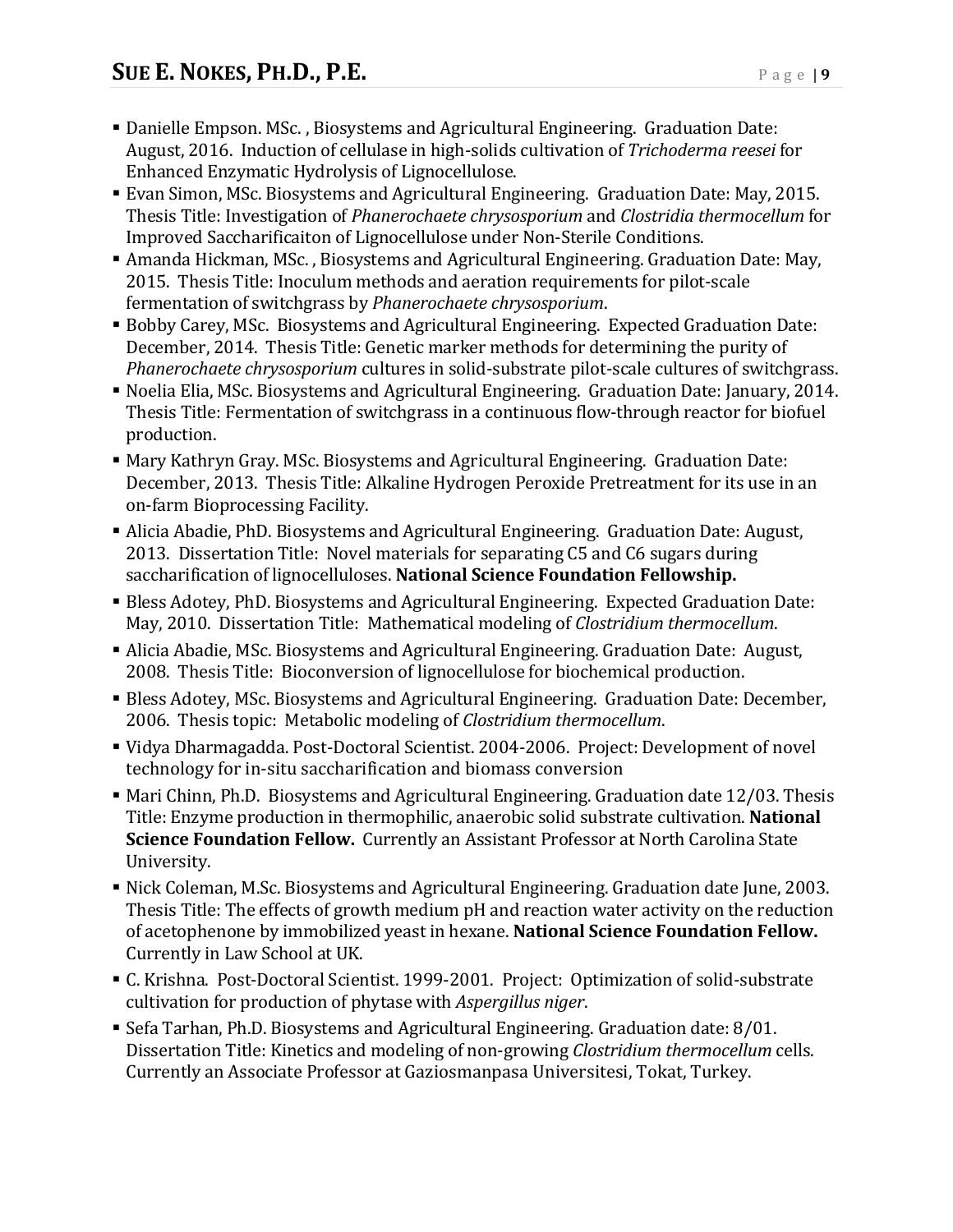- Danielle Empson. MSc. , Biosystems and Agricultural Engineering. Graduation Date: August, 2016. Induction of cellulase in high-solids cultivation of *Trichoderma reesei* for Enhanced Enzymatic Hydrolysis of Lignocellulose.
- Evan Simon, MSc. Biosystems and Agricultural Engineering. Graduation Date: May, 2015. Thesis Title: Investigation of *Phanerochaete chrysosporium* and *Clostridia thermocellum* for Improved Saccharificaiton of Lignocellulose under Non-Sterile Conditions.
- Amanda Hickman, MSc. , Biosystems and Agricultural Engineering. Graduation Date: May, 2015. Thesis Title: Inoculum methods and aeration requirements for pilot-scale fermentation of switchgrass by *Phanerochaete chrysosporium*.
- Bobby Carey, MSc. Biosystems and Agricultural Engineering. Expected Graduation Date: December, 2014. Thesis Title: Genetic marker methods for determining the purity of *Phanerochaete chrysosporium* cultures in solid-substrate pilot-scale cultures of switchgrass.
- Noelia Elia, MSc. Biosystems and Agricultural Engineering. Graduation Date: January, 2014. Thesis Title: Fermentation of switchgrass in a continuous flow-through reactor for biofuel production.
- Mary Kathryn Gray. MSc. Biosystems and Agricultural Engineering. Graduation Date: December, 2013. Thesis Title: Alkaline Hydrogen Peroxide Pretreatment for its use in an on-farm Bioprocessing Facility.
- Alicia Abadie, PhD. Biosystems and Agricultural Engineering. Graduation Date: August, 2013. Dissertation Title: Novel materials for separating C5 and C6 sugars during saccharification of lignocelluloses. **National Science Foundation Fellowship.**
- Bless Adotey, PhD. Biosystems and Agricultural Engineering. Expected Graduation Date: May, 2010. Dissertation Title: Mathematical modeling of *Clostridium thermocellum*.
- Alicia Abadie, MSc. Biosystems and Agricultural Engineering. Graduation Date: August, 2008. Thesis Title: Bioconversion of lignocellulose for biochemical production.
- Bless Adotey, MSc. Biosystems and Agricultural Engineering. Graduation Date: December, 2006. Thesis topic: Metabolic modeling of *Clostridium thermocellum*.
- Vidya Dharmagadda. Post-Doctoral Scientist. 2004-2006. Project: Development of novel technology for in-situ saccharification and biomass conversion
- Mari Chinn, Ph.D. Biosystems and Agricultural Engineering. Graduation date 12/03. Thesis Title: Enzyme production in thermophilic, anaerobic solid substrate cultivation. **National Science Foundation Fellow.** Currently an Assistant Professor at North Carolina State University.
- Nick Coleman, M.Sc. Biosystems and Agricultural Engineering. Graduation date June, 2003. Thesis Title: The effects of growth medium pH and reaction water activity on the reduction of acetophenone by immobilized yeast in hexane. **National Science Foundation Fellow.** Currently in Law School at UK.
- C. Krishna. Post-Doctoral Scientist. 1999-2001. Project: Optimization of solid-substrate cultivation for production of phytase with *Aspergillus niger*.
- Sefa Tarhan, Ph.D. Biosystems and Agricultural Engineering. Graduation date: 8/01. Dissertation Title: Kinetics and modeling of non-growing *Clostridium thermocellum* cells. Currently an Associate Professor at Gaziosmanpasa Universitesi, Tokat, Turkey.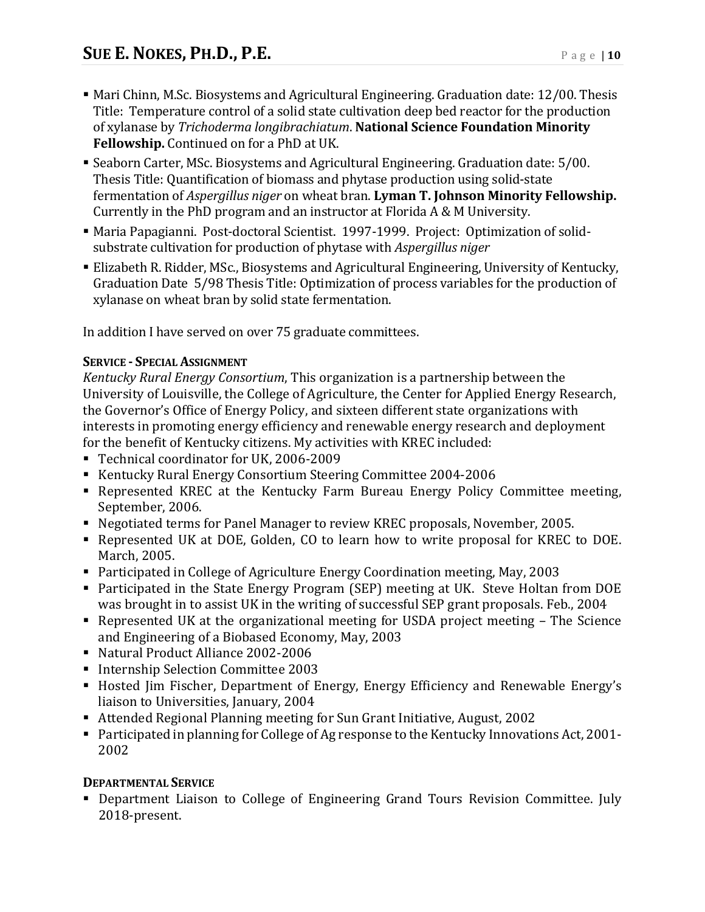- Mari Chinn, M.Sc. Biosystems and Agricultural Engineering. Graduation date: 12/00. Thesis Title: Temperature control of a solid state cultivation deep bed reactor for the production of xylanase by *Trichoderma longibrachiatum*. **National Science Foundation Minority Fellowship.** Continued on for a PhD at UK.
- Seaborn Carter, MSc. Biosystems and Agricultural Engineering. Graduation date: 5/00. Thesis Title: Quantification of biomass and phytase production using solid-state fermentation of *Aspergillus niger* on wheat bran. **Lyman T. Johnson Minority Fellowship.** Currently in the PhD program and an instructor at Florida A & M University.
- Maria Papagianni. Post-doctoral Scientist. 1997-1999. Project: Optimization of solid-substrate cultivation for production of phytase with *Aspergillus niger*
- Elizabeth R. Ridder, MSc., Biosystems and Agricultural Engineering, University of Kentucky, Graduation Date 5/98 Thesis Title: Optimization of process variables for the production of xylanase on wheat bran by solid state fermentation.

In addition I have served on over 75 graduate committees.

**SERVICE - SPECIAL ASSIGNMENT**

*Kentucky Rural Energy Consortium*, This organization is a partnership between the University of Louisville, the College of Agriculture, the Center for Applied Energy Research, the Governor's Office of Energy Policy, and sixteen different state organizations with interests in promoting energy efficiency and renewable energy research and deployment for the benefit of Kentucky citizens. My activities with KREC included:

- Technical coordinator for UK, 2006-2009
- Kentucky Rural Energy Consortium Steering Committee 2004-2006
- Represented KREC at the Kentucky Farm Bureau Energy Policy Committee meeting, September, 2006.
- Negotiated terms for Panel Manager to review KREC proposals, November, 2005.
- Represented UK at DOE, Golden, CO to learn how to write proposal for KREC to DOE. March, 2005.
- Participated in College of Agriculture Energy Coordination meeting, May, 2003
- Participated in the State Energy Program (SEP) meeting at UK. Steve Holtan from DOE was brought in to assist UK in the writing of successful SEP grant proposals. Feb., 2004
- Represented UK at the organizational meeting for USDA project meeting – The Science and Engineering of a Biobased Economy, May, 2003
- Natural Product Alliance 2002-2006
- Internship Selection Committee 2003
- Hosted Jim Fischer, Department of Energy, Energy Efficiency and Renewable Energy's liaison to Universities, January, 2004
- Attended Regional Planning meeting for Sun Grant Initiative, August, 2002
- Participated in planning for College of Ag response to the Kentucky Innovations Act, 2001-2002

**DEPARTMENTAL SERVICE**

- Department Liaison to College of Engineering Grand Tours Revision Committee. July 2018-present.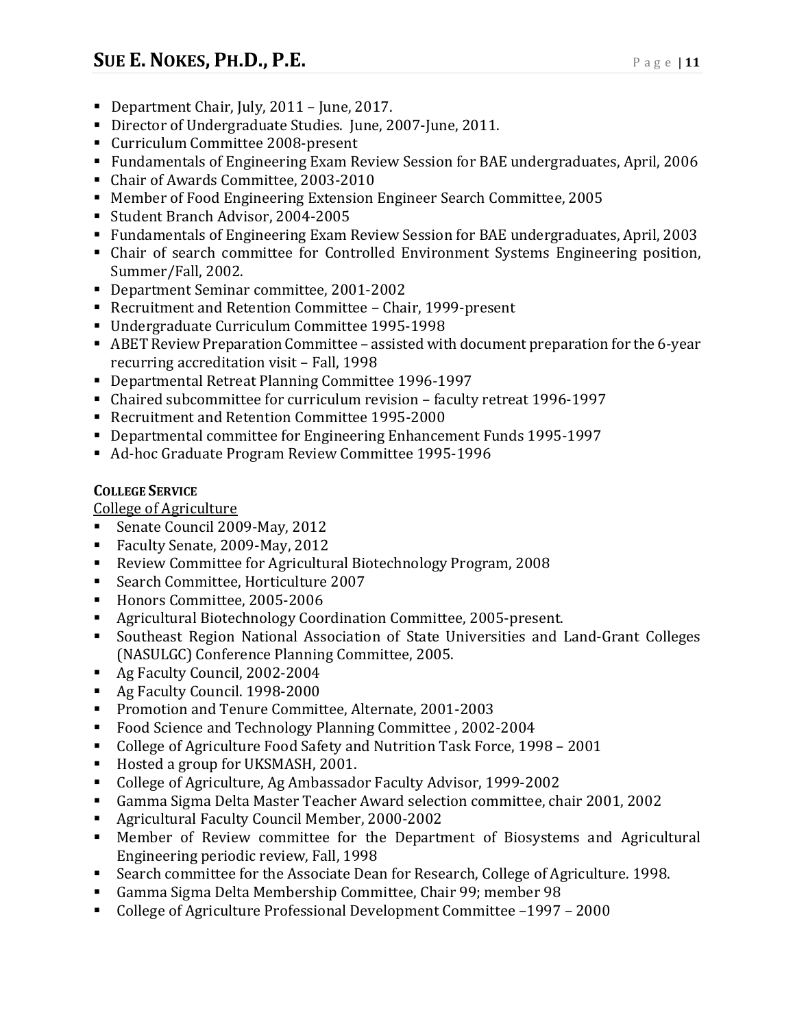- Department Chair, July, 2011 – June, 2017.
- Director of Undergraduate Studies. June, 2007-June, 2011.
- Curriculum Committee 2008-present
- Fundamentals of Engineering Exam Review Session for BAE undergraduates, April, 2006
- Chair of Awards Committee, 2003-2010
- Member of Food Engineering Extension Engineer Search Committee, 2005
- Student Branch Advisor, 2004-2005
- Fundamentals of Engineering Exam Review Session for BAE undergraduates, April, 2003
- Chair of search committee for Controlled Environment Systems Engineering position, Summer/Fall, 2002.
- Department Seminar committee, 2001-2002
- Recruitment and Retention Committee – Chair, 1999-present
- Undergraduate Curriculum Committee 1995-1998
- ABET Review Preparation Committee – assisted with document preparation for the 6-year recurring accreditation visit – Fall, 1998
- Departmental Retreat Planning Committee 1996-1997
- Chaired subcommittee for curriculum revision – faculty retreat 1996-1997
- Recruitment and Retention Committee 1995-2000
- Departmental committee for Engineering Enhancement Funds 1995-1997
- Ad-hoc Graduate Program Review Committee 1995-1996

**COLLEGE SERVICE**

College of Agriculture

- Senate Council 2009-May, 2012
- Faculty Senate, 2009-May, 2012
- Review Committee for Agricultural Biotechnology Program, 2008
- Search Committee, Horticulture 2007
- Honors Committee, 2005-2006
- Agricultural Biotechnology Coordination Committee, 2005-present.
- Southeast Region National Association of State Universities and Land-Grant Colleges (NASULGC) Conference Planning Committee, 2005.
- Ag Faculty Council, 2002-2004
- Ag Faculty Council. 1998-2000
- Promotion and Tenure Committee, Alternate, 2001-2003
- Food Science and Technology Planning Committee , 2002-2004
- College of Agriculture Food Safety and Nutrition Task Force, 1998 – 2001
- Hosted a group for UKSMASH, 2001.
- College of Agriculture, Ag Ambassador Faculty Advisor, 1999-2002
- Gamma Sigma Delta Master Teacher Award selection committee, chair 2001, 2002
- Agricultural Faculty Council Member, 2000-2002
- Member of Review committee for the Department of Biosystems and Agricultural Engineering periodic review, Fall, 1998
- Search committee for the Associate Dean for Research, College of Agriculture. 1998.
- Gamma Sigma Delta Membership Committee, Chair 99; member 98
- College of Agriculture Professional Development Committee –1997 – 2000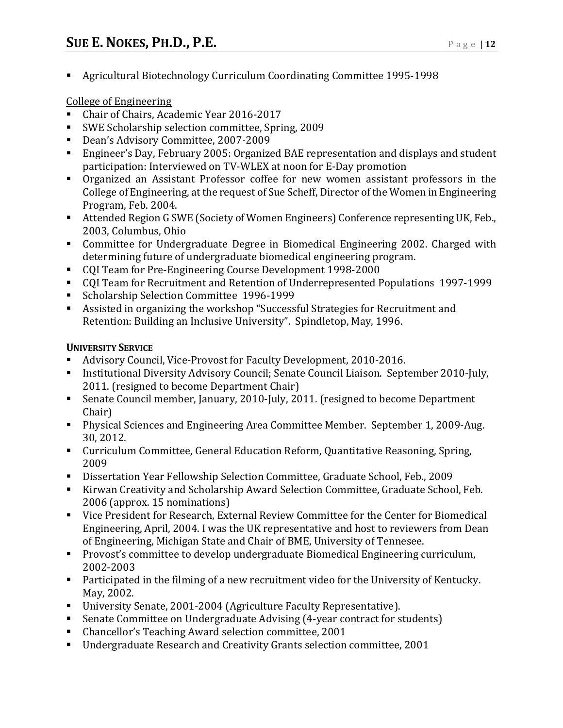- Agricultural Biotechnology Curriculum Coordinating Committee 1995-1998

College of Engineering

- Chair of Chairs, Academic Year 2016-2017
- SWE Scholarship selection committee, Spring, 2009
- Dean's Advisory Committee, 2007-2009
- Engineer's Day, February 2005: Organized BAE representation and displays and student participation: Interviewed on TV-WLEX at noon for E-Day promotion
- Organized an Assistant Professor coffee for new women assistant professors in the College of Engineering, at the request of Sue Scheff, Director of the Women in Engineering Program, Feb. 2004.
- Attended Region G SWE (Society of Women Engineers) Conference representing UK, Feb., 2003, Columbus, Ohio
- Committee for Undergraduate Degree in Biomedical Engineering 2002. Charged with determining future of undergraduate biomedical engineering program.
- CQI Team for Pre-Engineering Course Development 1998-2000
- CQI Team for Recruitment and Retention of Underrepresented Populations 1997-1999
- Scholarship Selection Committee 1996-1999
- Assisted in organizing the workshop "Successful Strategies for Recruitment and Retention: Building an Inclusive University". Spindletop, May, 1996.

**UNIVERSITY SERVICE**

- Advisory Council, Vice-Provost for Faculty Development, 2010-2016.
- Institutional Diversity Advisory Council; Senate Council Liaison. September 2010-July, 2011. (resigned to become Department Chair)
- Senate Council member, January, 2010-July, 2011. (resigned to become Department Chair)
- Physical Sciences and Engineering Area Committee Member. September 1, 2009-Aug. 30, 2012.
- Curriculum Committee, General Education Reform, Quantitative Reasoning, Spring, 2009
- Dissertation Year Fellowship Selection Committee, Graduate School, Feb., 2009
- Kirwan Creativity and Scholarship Award Selection Committee, Graduate School, Feb. 2006 (approx. 15 nominations)
- Vice President for Research, External Review Committee for the Center for Biomedical Engineering, April, 2004. I was the UK representative and host to reviewers from Dean of Engineering, Michigan State and Chair of BME, University of Tennesee.
- Provost's committee to develop undergraduate Biomedical Engineering curriculum, 2002-2003
- Participated in the filming of a new recruitment video for the University of Kentucky. May, 2002.
- University Senate, 2001-2004 (Agriculture Faculty Representative).
- Senate Committee on Undergraduate Advising (4-year contract for students)
- Chancellor's Teaching Award selection committee, 2001
- Undergraduate Research and Creativity Grants selection committee, 2001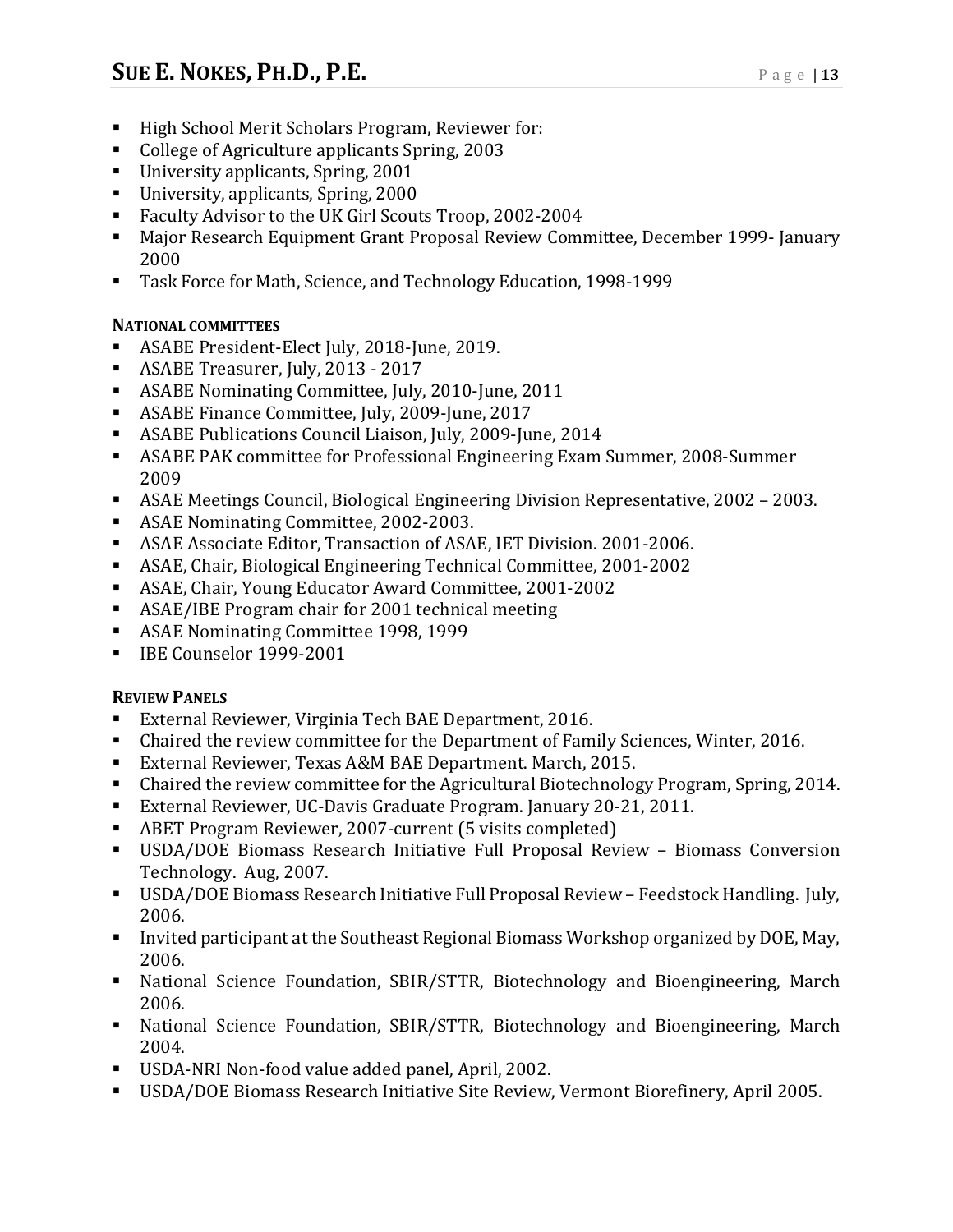- High School Merit Scholars Program, Reviewer for:
- College of Agriculture applicants Spring, 2003
- University applicants, Spring, 2001
- University, applicants, Spring, 2000
- Faculty Advisor to the UK Girl Scouts Troop, 2002-2004
- Major Research Equipment Grant Proposal Review Committee, December 1999- January 2000
- Task Force for Math, Science, and Technology Education, 1998-1999

**NATIONAL COMMITTEES**

- ASABE President-Elect July, 2018-June, 2019.
- ASABE Treasurer, July, 2013 - 2017
- ASABE Nominating Committee, July, 2010-June, 2011
- ASABE Finance Committee, July, 2009-June, 2017
- ASABE Publications Council Liaison, July, 2009-June, 2014
- ASABE PAK committee for Professional Engineering Exam Summer, 2008-Summer 2009
- ASAE Meetings Council, Biological Engineering Division Representative, 2002 – 2003.
- ASAE Nominating Committee, 2002-2003.
- ASAE Associate Editor, Transaction of ASAE, IET Division. 2001-2006.
- ASAE, Chair, Biological Engineering Technical Committee, 2001-2002
- ASAE, Chair, Young Educator Award Committee, 2001-2002
- ASAE/IBE Program chair for 2001 technical meeting
- ASAE Nominating Committee 1998, 1999
- IBE Counselor 1999-2001

**REVIEW PANELS**

- External Reviewer, Virginia Tech BAE Department, 2016.
- Chaired the review committee for the Department of Family Sciences, Winter, 2016.
- External Reviewer, Texas A&M BAE Department. March, 2015.
- Chaired the review committee for the Agricultural Biotechnology Program, Spring, 2014.
- External Reviewer, UC-Davis Graduate Program. January 20-21, 2011.
- ABET Program Reviewer, 2007-current (5 visits completed)
- USDA/DOE Biomass Research Initiative Full Proposal Review – Biomass Conversion Technology. Aug, 2007.
- USDA/DOE Biomass Research Initiative Full Proposal Review – Feedstock Handling. July, 2006.
- Invited participant at the Southeast Regional Biomass Workshop organized by DOE, May, 2006.
- National Science Foundation, SBIR/STTR, Biotechnology and Bioengineering, March 2006.
- National Science Foundation, SBIR/STTR, Biotechnology and Bioengineering, March 2004.
- USDA-NRI Non-food value added panel, April, 2002.
- USDA/DOE Biomass Research Initiative Site Review, Vermont Biorefinery, April 2005.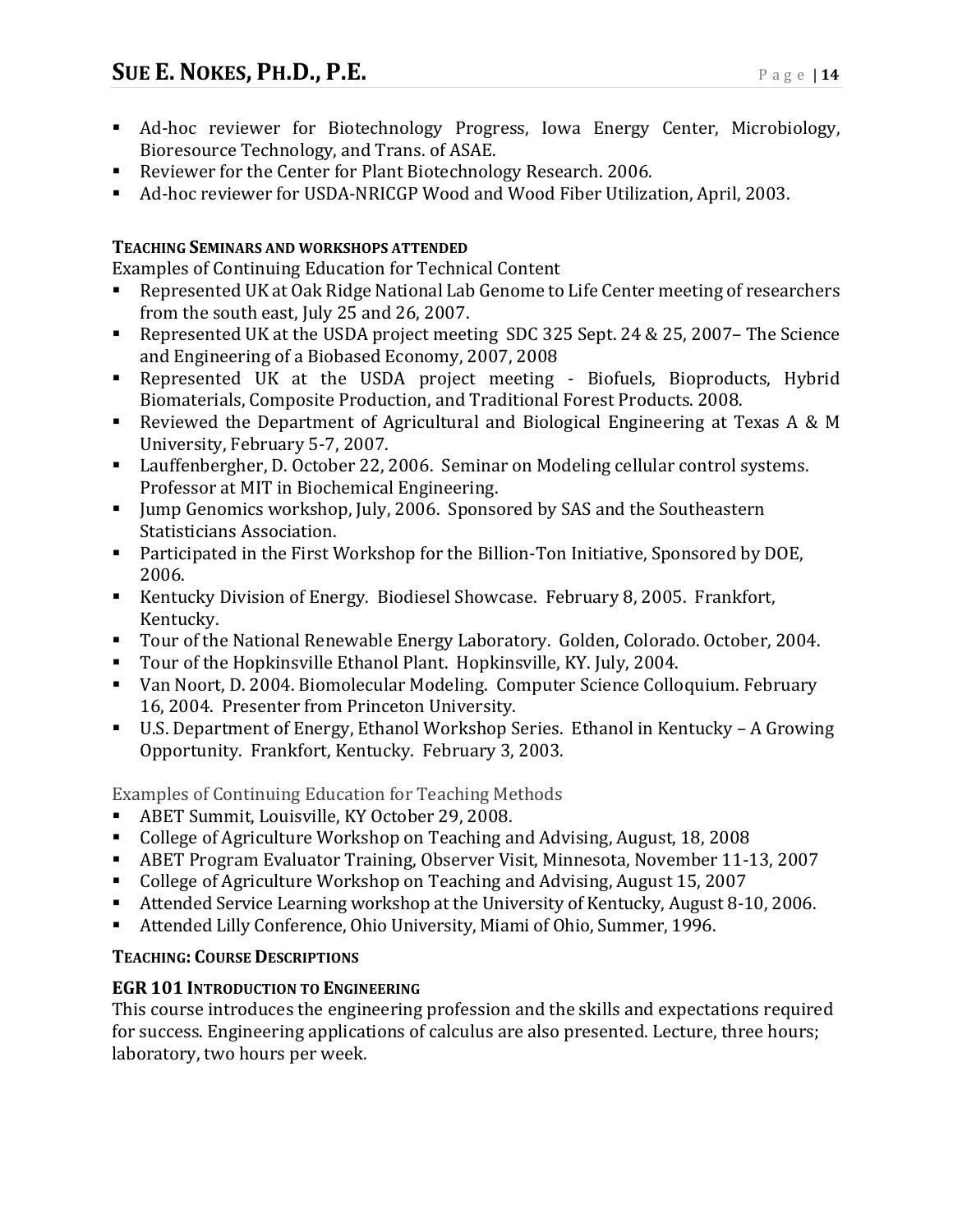- Ad-hoc reviewer for Biotechnology Progress, Iowa Energy Center, Microbiology, Bioresource Technology, and Trans. of ASAE.
- Reviewer for the Center for Plant Biotechnology Research. 2006.
- Ad-hoc reviewer for USDA-NRICGP Wood and Wood Fiber Utilization, April, 2003.

### TEACHING SEMINARS AND WORKSHOPS ATTENDED

Examples of Continuing Education for Technical Content

- Represented UK at Oak Ridge National Lab Genome to Life Center meeting of researchers from the south east, July 25 and 26, 2007.
- Represented UK at the USDA project meeting SDC 325 Sept. 24 & 25, 2007– The Science and Engineering of a Biobased Economy, 2007, 2008
- Represented UK at the USDA project meeting - Biofuels, Bioproducts, Hybrid Biomaterials, Composite Production, and Traditional Forest Products. 2008.
- Reviewed the Department of Agricultural and Biological Engineering at Texas A & M University, February 5-7, 2007.
- Lauffenbergher, D. October 22, 2006. Seminar on Modeling cellular control systems. Professor at MIT in Biochemical Engineering.
- Jump Genomics workshop, July, 2006. Sponsored by SAS and the Southeastern Statisticians Association.
- Participated in the First Workshop for the Billion-Ton Initiative, Sponsored by DOE, 2006.
- Kentucky Division of Energy. Biodiesel Showcase. February 8, 2005. Frankfort, Kentucky.
- Tour of the National Renewable Energy Laboratory. Golden, Colorado. October, 2004.
- Tour of the Hopkinsville Ethanol Plant. Hopkinsville, KY. July, 2004.
- Van Noort, D. 2004. Biomolecular Modeling. Computer Science Colloquium. February 16, 2004. Presenter from Princeton University.
- U.S. Department of Energy, Ethanol Workshop Series. Ethanol in Kentucky – A Growing Opportunity. Frankfort, Kentucky. February 3, 2003.

Examples of Continuing Education for Teaching Methods

- ABET Summit, Louisville, KY October 29, 2008.
- College of Agriculture Workshop on Teaching and Advising, August, 18, 2008
- ABET Program Evaluator Training, Observer Visit, Minnesota, November 11-13, 2007
- College of Agriculture Workshop on Teaching and Advising, August 15, 2007
- Attended Service Learning workshop at the University of Kentucky, August 8-10, 2006.
- Attended Lilly Conference, Ohio University, Miami of Ohio, Summer, 1996.

### TEACHING: COURSE DESCRIPTIONS

#### EGR 101 INTRODUCTION TO ENGINEERING

This course introduces the engineering profession and the skills and expectations required for success. Engineering applications of calculus are also presented. Lecture, three hours; laboratory, two hours per week.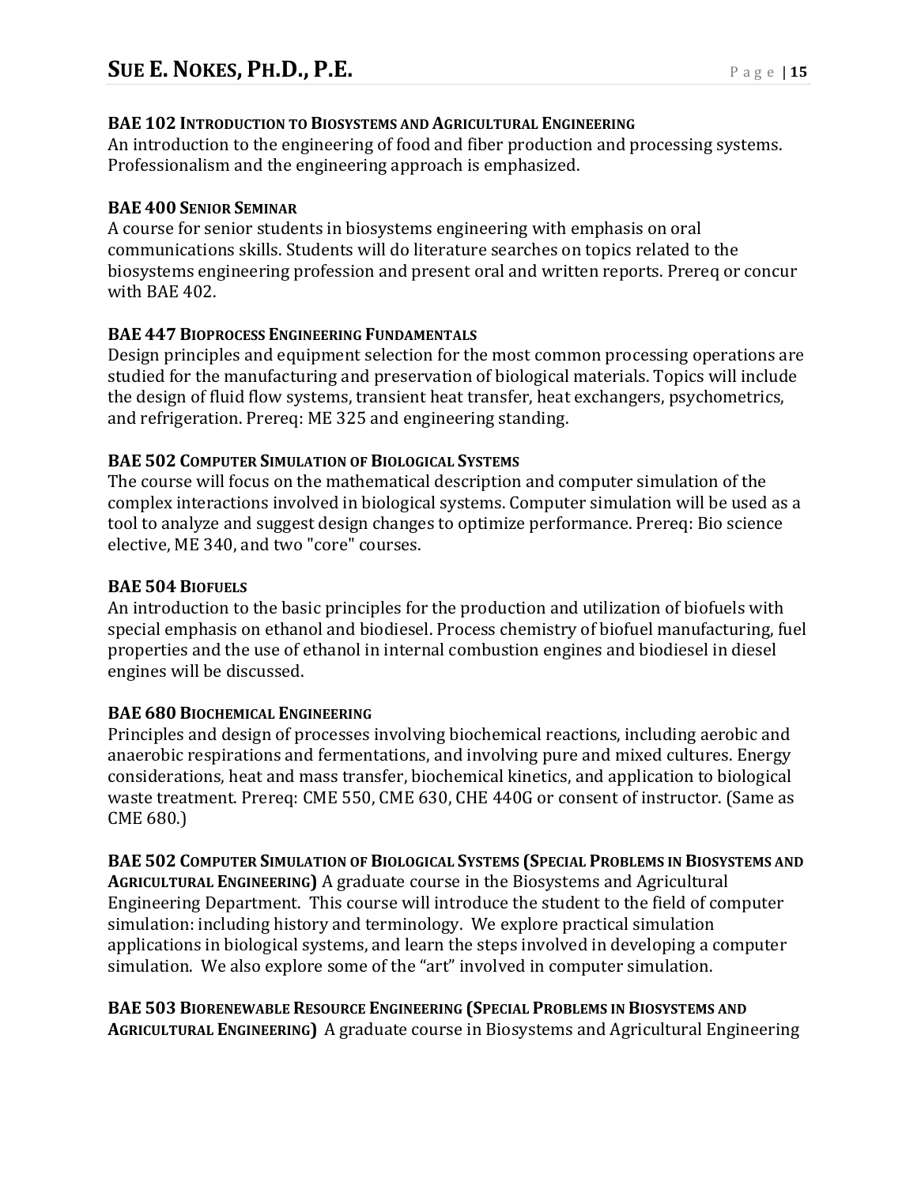**BAE 102 Introduction to Biosystems and Agricultural Engineering**
An introduction to the engineering of food and fiber production and processing systems. Professionalism and the engineering approach is emphasized.

**BAE 400 Senior Seminar**
A course for senior students in biosystems engineering with emphasis on oral communications skills. Students will do literature searches on topics related to the biosystems engineering profession and present oral and written reports. Prereq or concur with BAE 402.

**BAE 447 Bioprocess Engineering Fundamentals**
Design principles and equipment selection for the most common processing operations are studied for the manufacturing and preservation of biological materials. Topics will include the design of fluid flow systems, transient heat transfer, heat exchangers, psychometrics, and refrigeration. Prereq: ME 325 and engineering standing.

**BAE 502 Computer Simulation of Biological Systems**
The course will focus on the mathematical description and computer simulation of the complex interactions involved in biological systems. Computer simulation will be used as a tool to analyze and suggest design changes to optimize performance. Prereq: Bio science elective, ME 340, and two "core" courses.

**BAE 504 Biofuels**
An introduction to the basic principles for the production and utilization of biofuels with special emphasis on ethanol and biodiesel. Process chemistry of biofuel manufacturing, fuel properties and the use of ethanol in internal combustion engines and biodiesel in diesel engines will be discussed.

**BAE 680 Biochemical Engineering**
Principles and design of processes involving biochemical reactions, including aerobic and anaerobic respirations and fermentations, and involving pure and mixed cultures. Energy considerations, heat and mass transfer, biochemical kinetics, and application to biological waste treatment. Prereq: CME 550, CME 630, CHE 440G or consent of instructor. (Same as CME 680.)

**BAE 502 Computer Simulation of Biological Systems (Special Problems in Biosystems and Agricultural Engineering)** A graduate course in the Biosystems and Agricultural Engineering Department. This course will introduce the student to the field of computer simulation: including history and terminology. We explore practical simulation applications in biological systems, and learn the steps involved in developing a computer simulation. We also explore some of the "art" involved in computer simulation.

**BAE 503 Biorenewable Resource Engineering (Special Problems in Biosystems and Agricultural Engineering)** A graduate course in Biosystems and Agricultural Engineering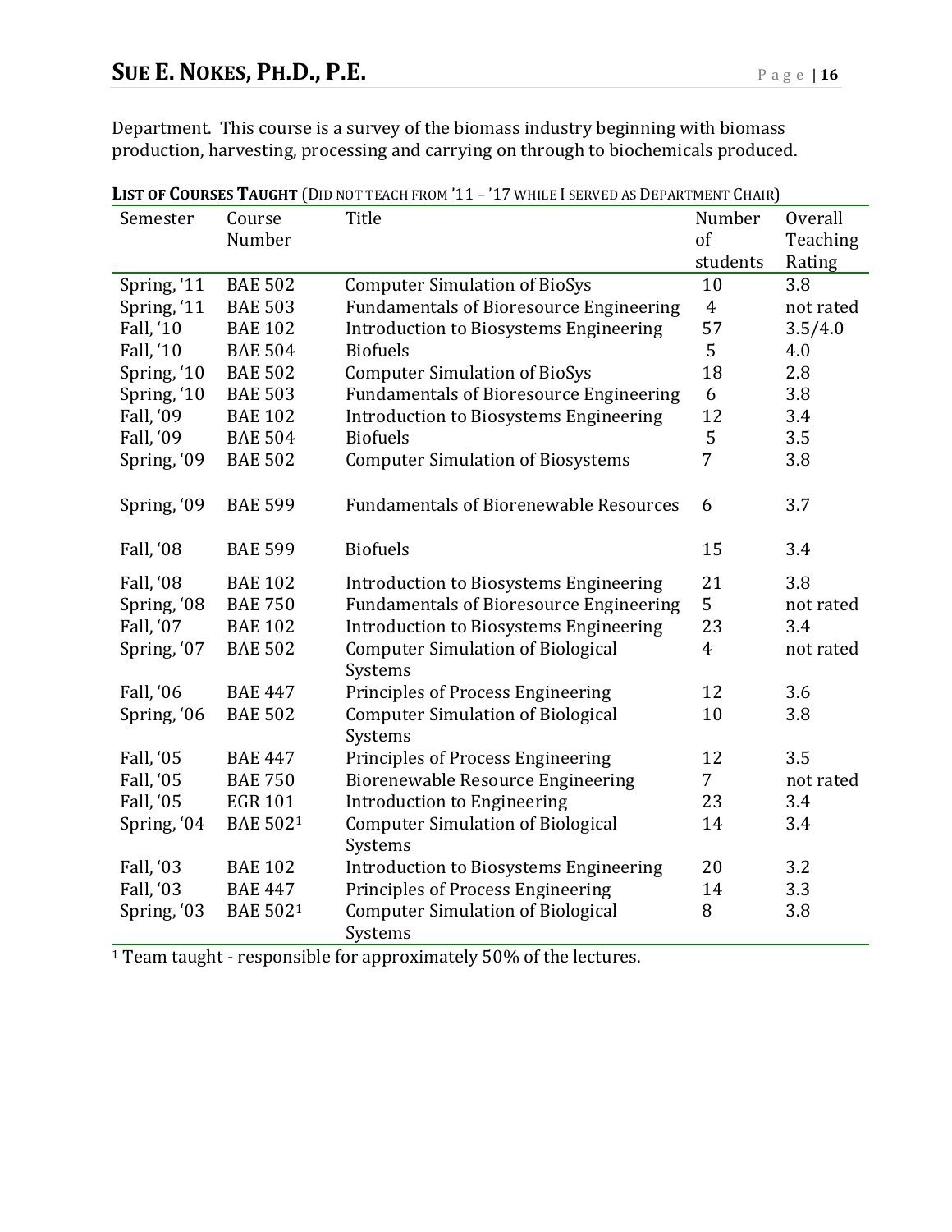Department. This course is a survey of the biomass industry beginning with biomass production, harvesting, processing and carrying on through to biochemicals produced.

**LIST OF COURSES TAUGHT** (DID NOT TEACH FROM '11 – '17 WHILE I SERVED AS DEPARTMENT CHAIR)

| Semester | Course Number | Title | Number of students | Overall Teaching Rating |
|---|---|---|---|---|
| Spring, '11 | BAE 502 | Computer Simulation of BioSys | 10 | 3.8 |
| Spring, '11 | BAE 503 | Fundamentals of Bioresource Engineering | 4 | not rated |
| Fall, '10 | BAE 102 | Introduction to Biosystems Engineering | 57 | 3.5/4.0 |
| Fall, '10 | BAE 504 | Biofuels | 5 | 4.0 |
| Spring, '10 | BAE 502 | Computer Simulation of BioSys | 18 | 2.8 |
| Spring, '10 | BAE 503 | Fundamentals of Bioresource Engineering | 6 | 3.8 |
| Fall, '09 | BAE 102 | Introduction to Biosystems Engineering | 12 | 3.4 |
| Fall, '09 | BAE 504 | Biofuels | 5 | 3.5 |
| Spring, '09 | BAE 502 | Computer Simulation of Biosystems | 7 | 3.8 |
| Spring, '09 | BAE 599 | Fundamentals of Biorenewable Resources | 6 | 3.7 |
| Fall, '08 | BAE 599 | Biofuels | 15 | 3.4 |
| Fall, '08 | BAE 102 | Introduction to Biosystems Engineering | 21 | 3.8 |
| Spring, '08 | BAE 750 | Fundamentals of Bioresource Engineering | 5 | not rated |
| Fall, '07 | BAE 102 | Introduction to Biosystems Engineering | 23 | 3.4 |
| Spring, '07 | BAE 502 | Computer Simulation of Biological Systems | 4 | not rated |
| Fall, '06 | BAE 447 | Principles of Process Engineering | 12 | 3.6 |
| Spring, '06 | BAE 502 | Computer Simulation of Biological Systems | 10 | 3.8 |
| Fall, '05 | BAE 447 | Principles of Process Engineering | 12 | 3.5 |
| Fall, '05 | BAE 750 | Biorenewable Resource Engineering | 7 | not rated |
| Fall, '05 | EGR 101 | Introduction to Engineering | 23 | 3.4 |
| Spring, '04 | BAE 502[1] | Computer Simulation of Biological Systems | 14 | 3.4 |
| Fall, '03 | BAE 102 | Introduction to Biosystems Engineering | 20 | 3.2 |
| Fall, '03 | BAE 447 | Principles of Process Engineering | 14 | 3.3 |
| Spring, '03 | BAE 502[1] | Computer Simulation of Biological Systems | 8 | 3.8 |

[1] Team taught - responsible for approximately 50% of the lectures.